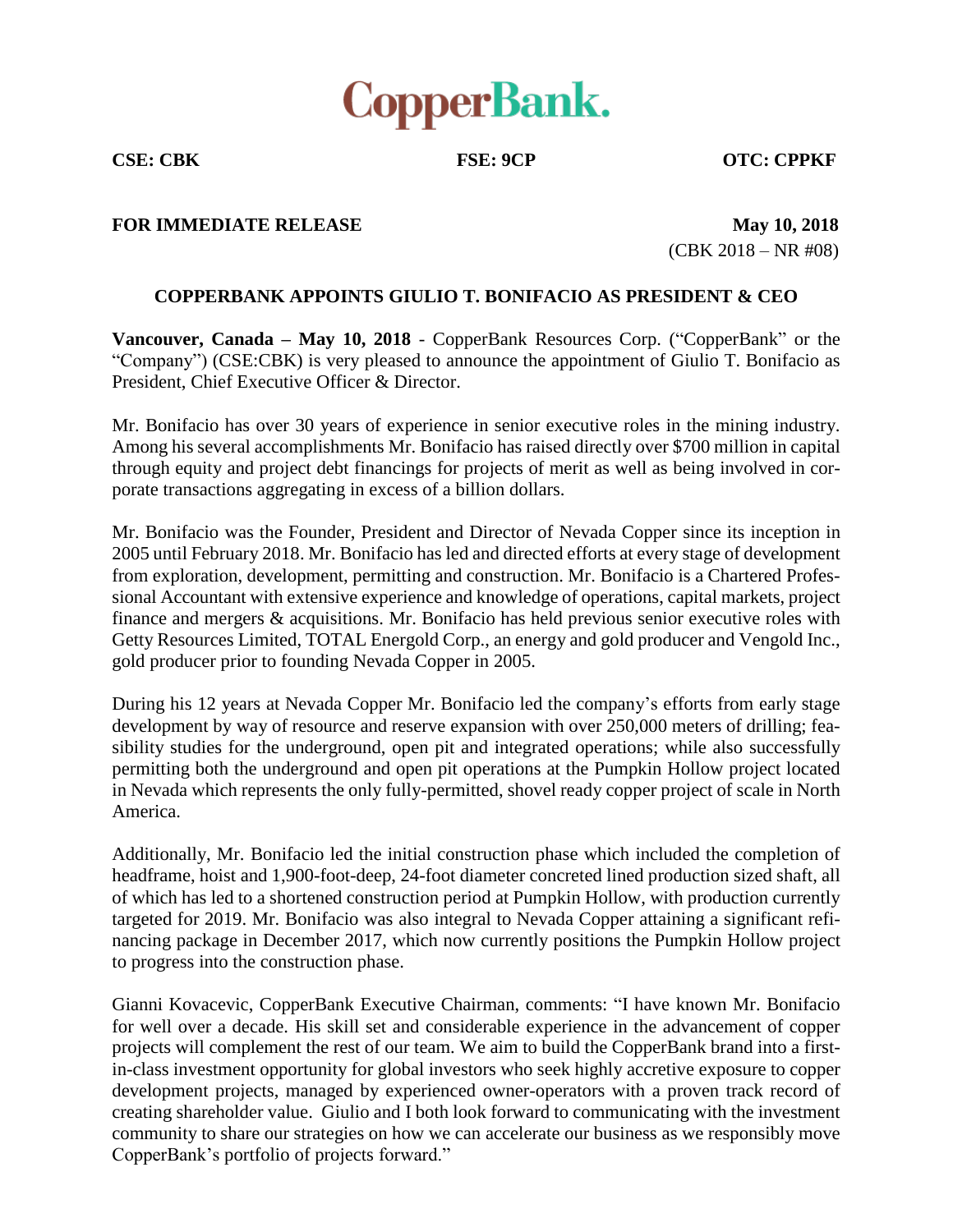# CopperBank.

**CSE: CBK** **FSE: 9CP** **OTC: CPPKF**

**FOR IMMEDIATE RELEASE** **May 10, 2018**

(CBK 2018 – NR #08)

## COPPERBANK APPOINTS GIULIO T. BONIFACIO AS PRESIDENT & CEO

**Vancouver, Canada – May 10, 2018** - CopperBank Resources Corp. ("CopperBank" or the "Company") (CSE:CBK) is very pleased to announce the appointment of Giulio T. Bonifacio as President, Chief Executive Officer & Director.

Mr. Bonifacio has over 30 years of experience in senior executive roles in the mining industry. Among his several accomplishments Mr. Bonifacio has raised directly over $700 million in capital through equity and project debt financings for projects of merit as well as being involved in corporate transactions aggregating in excess of a billion dollars.

Mr. Bonifacio was the Founder, President and Director of Nevada Copper since its inception in 2005 until February 2018. Mr. Bonifacio has led and directed efforts at every stage of development from exploration, development, permitting and construction. Mr. Bonifacio is a Chartered Professional Accountant with extensive experience and knowledge of operations, capital markets, project finance and mergers & acquisitions. Mr. Bonifacio has held previous senior executive roles with Getty Resources Limited, TOTAL Energold Corp., an energy and gold producer and Vengold Inc., gold producer prior to founding Nevada Copper in 2005.

During his 12 years at Nevada Copper Mr. Bonifacio led the company's efforts from early stage development by way of resource and reserve expansion with over 250,000 meters of drilling; feasibility studies for the underground, open pit and integrated operations; while also successfully permitting both the underground and open pit operations at the Pumpkin Hollow project located in Nevada which represents the only fully-permitted, shovel ready copper project of scale in North America.

Additionally, Mr. Bonifacio led the initial construction phase which included the completion of headframe, hoist and 1,900-foot-deep, 24-foot diameter concreted lined production sized shaft, all of which has led to a shortened construction period at Pumpkin Hollow, with production currently targeted for 2019. Mr. Bonifacio was also integral to Nevada Copper attaining a significant refinancing package in December 2017, which now currently positions the Pumpkin Hollow project to progress into the construction phase.

Gianni Kovacevic, CopperBank Executive Chairman, comments: "I have known Mr. Bonifacio for well over a decade. His skill set and considerable experience in the advancement of copper projects will complement the rest of our team. We aim to build the CopperBank brand into a first-in-class investment opportunity for global investors who seek highly accretive exposure to copper development projects, managed by experienced owner-operators with a proven track record of creating shareholder value. Giulio and I both look forward to communicating with the investment community to share our strategies on how we can accelerate our business as we responsibly move CopperBank's portfolio of projects forward."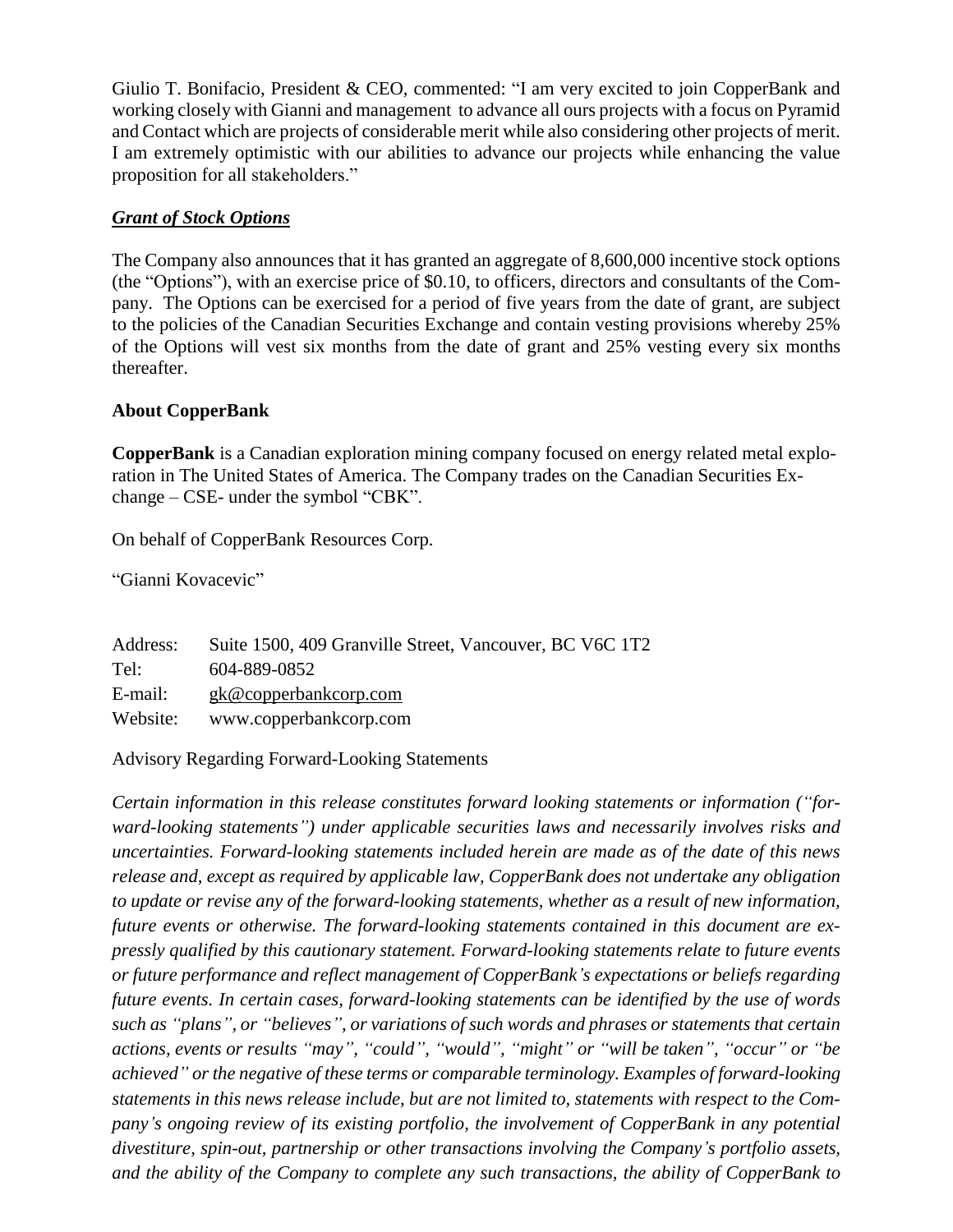Giulio T. Bonifacio, President & CEO, commented: "I am very excited to join CopperBank and working closely with Gianni and management to advance all ours projects with a focus on Pyramid and Contact which are projects of considerable merit while also considering other projects of merit. I am extremely optimistic with our abilities to advance our projects while enhancing the value proposition for all stakeholders."

***Grant of Stock Options***

The Company also announces that it has granted an aggregate of 8,600,000 incentive stock options (the "Options"), with an exercise price of $0.10, to officers, directors and consultants of the Company. The Options can be exercised for a period of five years from the date of grant, are subject to the policies of the Canadian Securities Exchange and contain vesting provisions whereby 25% of the Options will vest six months from the date of grant and 25% vesting every six months thereafter.

**About CopperBank**

**CopperBank** is a Canadian exploration mining company focused on energy related metal exploration in The United States of America. The Company trades on the Canadian Securities Exchange – CSE- under the symbol "CBK".

On behalf of CopperBank Resources Corp.

"Gianni Kovacevic"

| | |
|---|---|
| Address: | Suite 1500, 409 Granville Street, Vancouver, BC V6C 1T2 |
| Tel: | 604-889-0852 |
| E-mail: | gk@copperbankcorp.com |
| Website: | www.copperbankcorp.com |

Advisory Regarding Forward-Looking Statements

*Certain information in this release constitutes forward looking statements or information ("forward-looking statements") under applicable securities laws and necessarily involves risks and uncertainties. Forward-looking statements included herein are made as of the date of this news release and, except as required by applicable law, CopperBank does not undertake any obligation to update or revise any of the forward-looking statements, whether as a result of new information, future events or otherwise. The forward-looking statements contained in this document are expressly qualified by this cautionary statement. Forward-looking statements relate to future events or future performance and reflect management of CopperBank's expectations or beliefs regarding future events. In certain cases, forward-looking statements can be identified by the use of words such as "plans", or "believes", or variations of such words and phrases or statements that certain actions, events or results "may", "could", "would", "might" or "will be taken", "occur" or "be achieved" or the negative of these terms or comparable terminology. Examples of forward-looking statements in this news release include, but are not limited to, statements with respect to the Company's ongoing review of its existing portfolio, the involvement of CopperBank in any potential divestiture, spin-out, partnership or other transactions involving the Company's portfolio assets, and the ability of the Company to complete any such transactions, the ability of CopperBank to*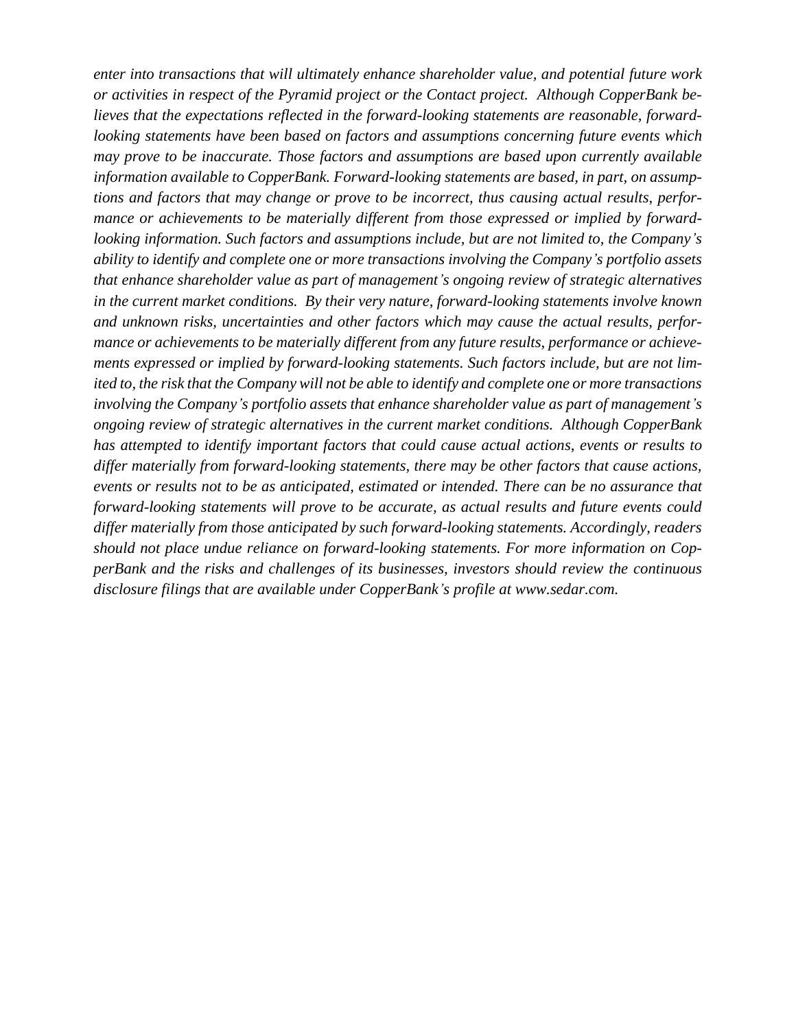*enter into transactions that will ultimately enhance shareholder value, and potential future work or activities in respect of the Pyramid project or the Contact project. Although CopperBank believes that the expectations reflected in the forward-looking statements are reasonable, forward-looking statements have been based on factors and assumptions concerning future events which may prove to be inaccurate. Those factors and assumptions are based upon currently available information available to CopperBank. Forward-looking statements are based, in part, on assumptions and factors that may change or prove to be incorrect, thus causing actual results, performance or achievements to be materially different from those expressed or implied by forward-looking information. Such factors and assumptions include, but are not limited to, the Company's ability to identify and complete one or more transactions involving the Company's portfolio assets that enhance shareholder value as part of management's ongoing review of strategic alternatives in the current market conditions. By their very nature, forward-looking statements involve known and unknown risks, uncertainties and other factors which may cause the actual results, performance or achievements to be materially different from any future results, performance or achievements expressed or implied by forward-looking statements. Such factors include, but are not limited to, the risk that the Company will not be able to identify and complete one or more transactions involving the Company's portfolio assets that enhance shareholder value as part of management's ongoing review of strategic alternatives in the current market conditions. Although CopperBank has attempted to identify important factors that could cause actual actions, events or results to differ materially from forward-looking statements, there may be other factors that cause actions, events or results not to be as anticipated, estimated or intended. There can be no assurance that forward-looking statements will prove to be accurate, as actual results and future events could differ materially from those anticipated by such forward-looking statements. Accordingly, readers should not place undue reliance on forward-looking statements. For more information on CopperBank and the risks and challenges of its businesses, investors should review the continuous disclosure filings that are available under CopperBank's profile at www.sedar.com.*